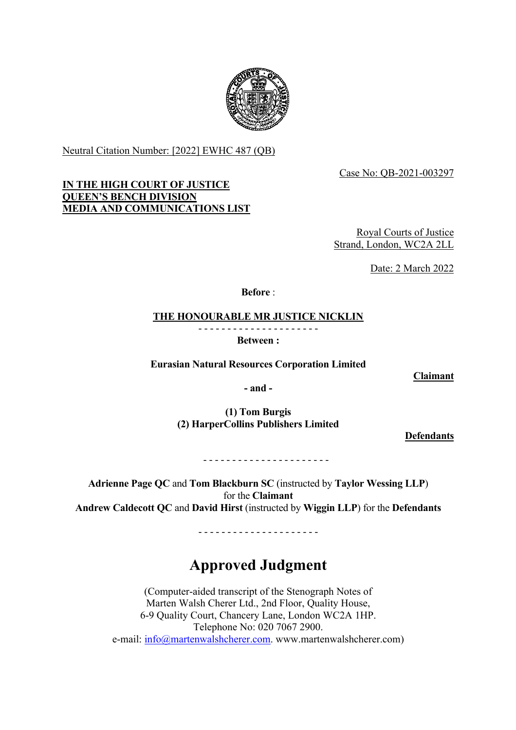Neutral Citation Number: [2022] EWHC 487 (QB)

Case No: QB-2021-003297

**IN THE HIGH COURT OF JUSTICE**
**QUEEN'S BENCH DIVISION**
**MEDIA AND COMMUNICATIONS LIST**

Royal Courts of Justice
Strand, London, WC2A 2LL

Date: 2 March 2022

**Before** :

**THE HONOURABLE MR JUSTICE NICKLIN**

- - - - - - - - - - - - - - - - - - - - -

**Between :**

**Eurasian Natural Resources Corporation Limited** — **Claimant**

**- and -**

**(1) Tom Burgis**
**(2) HarperCollins Publishers Limited** — **Defendants**

- - - - - - - - - - - - - - - - - - - - -

**Adrienne Page QC** and **Tom Blackburn SC** (instructed by **Taylor Wessing LLP**) for the **Claimant**
**Andrew Caldecott QC** and **David Hirst** (instructed by **Wiggin LLP**) for the **Defendants**

- - - - - - - - - - - - - - - - - - - - -

# Approved Judgment

(Computer-aided transcript of the Stenograph Notes of
Marten Walsh Cherer Ltd., 2nd Floor, Quality House,
6-9 Quality Court, Chancery Lane, London WC2A 1HP.
Telephone No: 020 7067 2900.
e-mail: info@martenwalshcherer.com. www.martenwalshcherer.com)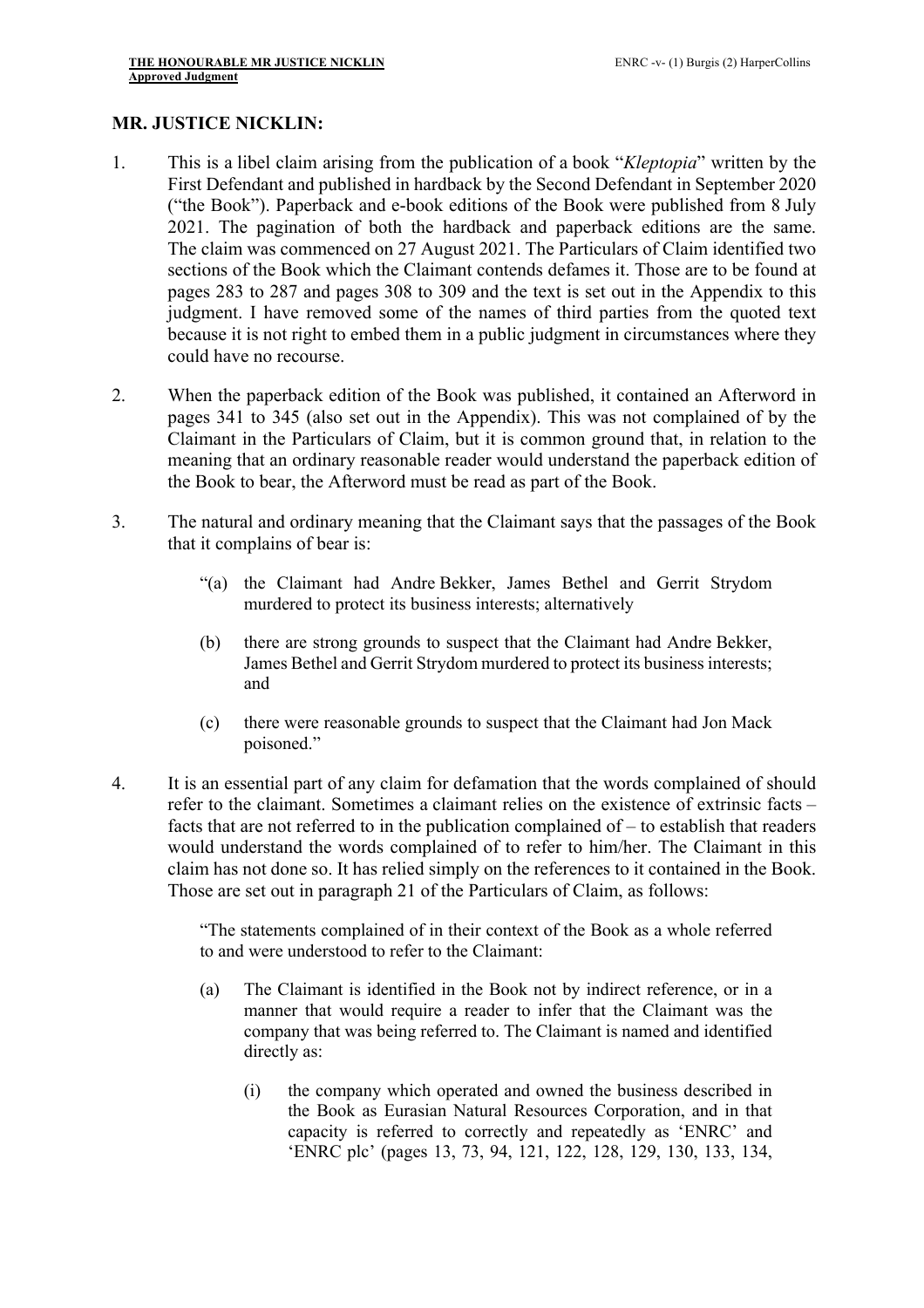## MR. JUSTICE NICKLIN:

1. This is a libel claim arising from the publication of a book "*Kleptopia*" written by the First Defendant and published in hardback by the Second Defendant in September 2020 ("the Book"). Paperback and e-book editions of the Book were published from 8 July 2021. The pagination of both the hardback and paperback editions are the same. The claim was commenced on 27 August 2021. The Particulars of Claim identified two sections of the Book which the Claimant contends defames it. Those are to be found at pages 283 to 287 and pages 308 to 309 and the text is set out in the Appendix to this judgment. I have removed some of the names of third parties from the quoted text because it is not right to embed them in a public judgment in circumstances where they could have no recourse.

2. When the paperback edition of the Book was published, it contained an Afterword in pages 341 to 345 (also set out in the Appendix). This was not complained of by the Claimant in the Particulars of Claim, but it is common ground that, in relation to the meaning that an ordinary reasonable reader would understand the paperback edition of the Book to bear, the Afterword must be read as part of the Book.

3. The natural and ordinary meaning that the Claimant says that the passages of the Book that it complains of bear is:

   > "(a) the Claimant had Andre Bekker, James Bethel and Gerrit Strydom murdered to protect its business interests; alternatively
   >
   > (b) there are strong grounds to suspect that the Claimant had Andre Bekker, James Bethel and Gerrit Strydom murdered to protect its business interests; and
   >
   > (c) there were reasonable grounds to suspect that the Claimant had Jon Mack poisoned."

4. It is an essential part of any claim for defamation that the words complained of should refer to the claimant. Sometimes a claimant relies on the existence of extrinsic facts – facts that are not referred to in the publication complained of – to establish that readers would understand the words complained of to refer to him/her. The Claimant in this claim has not done so. It has relied simply on the references to it contained in the Book. Those are set out in paragraph 21 of the Particulars of Claim, as follows:

   > "The statements complained of in their context of the Book as a whole referred to and were understood to refer to the Claimant:
   >
   > (a) The Claimant is identified in the Book not by indirect reference, or in a manner that would require a reader to infer that the Claimant was the company that was being referred to. The Claimant is named and identified directly as:
   >
   > (i) the company which operated and owned the business described in the Book as Eurasian Natural Resources Corporation, and in that capacity is referred to correctly and repeatedly as 'ENRC' and 'ENRC plc' (pages 13, 73, 94, 121, 122, 128, 129, 130, 133, 134,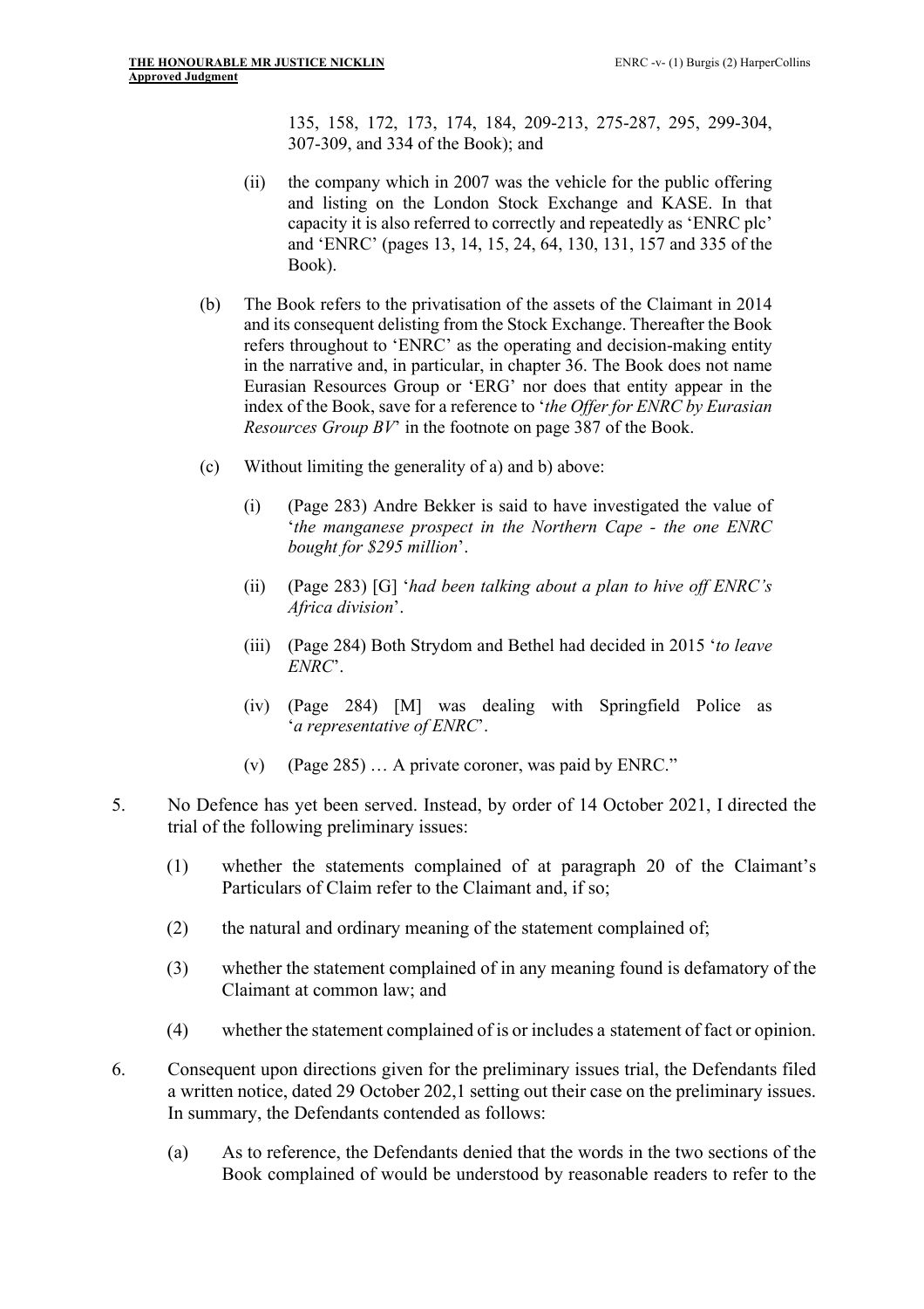135, 158, 172, 173, 174, 184, 209-213, 275-287, 295, 299-304, 307-309, and 334 of the Book); and

(ii) the company which in 2007 was the vehicle for the public offering and listing on the London Stock Exchange and KASE. In that capacity it is also referred to correctly and repeatedly as 'ENRC plc' and 'ENRC' (pages 13, 14, 15, 24, 64, 130, 131, 157 and 335 of the Book).

(b) The Book refers to the privatisation of the assets of the Claimant in 2014 and its consequent delisting from the Stock Exchange. Thereafter the Book refers throughout to 'ENRC' as the operating and decision-making entity in the narrative and, in particular, in chapter 36. The Book does not name Eurasian Resources Group or 'ERG' nor does that entity appear in the index of the Book, save for a reference to '*the Offer for ENRC by Eurasian Resources Group BV*' in the footnote on page 387 of the Book.

(c) Without limiting the generality of a) and b) above:

(i) (Page 283) Andre Bekker is said to have investigated the value of '*the manganese prospect in the Northern Cape - the one ENRC bought for $295 million*'.

(ii) (Page 283) [G] '*had been talking about a plan to hive off ENRC's Africa division*'.

(iii) (Page 284) Both Strydom and Bethel had decided in 2015 '*to leave ENRC*'.

(iv) (Page 284) [M] was dealing with Springfield Police as '*a representative of ENRC*'.

(v) (Page 285) … A private coroner, was paid by ENRC."

5. No Defence has yet been served. Instead, by order of 14 October 2021, I directed the trial of the following preliminary issues:

(1) whether the statements complained of at paragraph 20 of the Claimant's Particulars of Claim refer to the Claimant and, if so;

(2) the natural and ordinary meaning of the statement complained of;

(3) whether the statement complained of in any meaning found is defamatory of the Claimant at common law; and

(4) whether the statement complained of is or includes a statement of fact or opinion.

6. Consequent upon directions given for the preliminary issues trial, the Defendants filed a written notice, dated 29 October 202,1 setting out their case on the preliminary issues. In summary, the Defendants contended as follows:

(a) As to reference, the Defendants denied that the words in the two sections of the Book complained of would be understood by reasonable readers to refer to the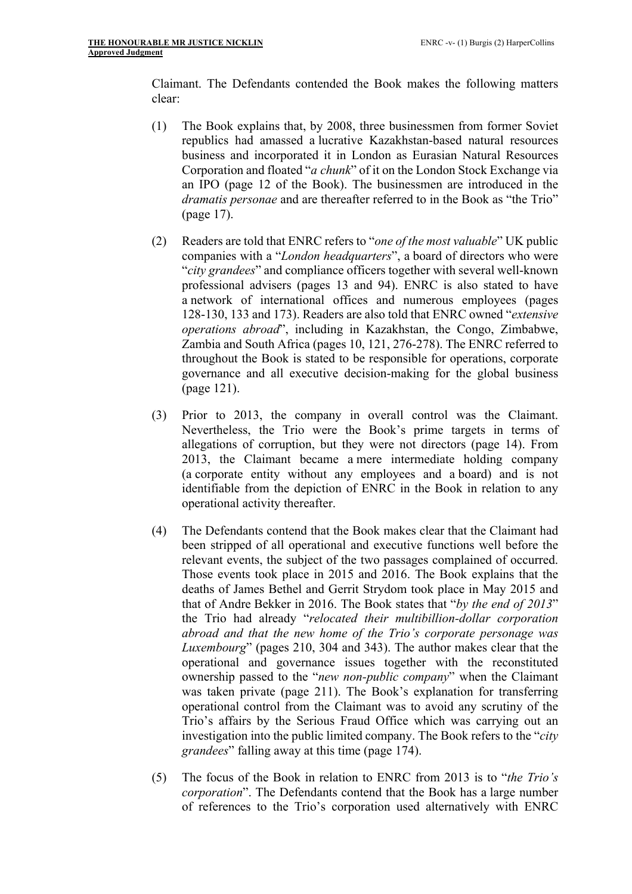Claimant. The Defendants contended the Book makes the following matters clear:

(1) The Book explains that, by 2008, three businessmen from former Soviet republics had amassed a lucrative Kazakhstan-based natural resources business and incorporated it in London as Eurasian Natural Resources Corporation and floated "*a chunk*" of it on the London Stock Exchange via an IPO (page 12 of the Book). The businessmen are introduced in the *dramatis personae* and are thereafter referred to in the Book as "the Trio" (page 17).

(2) Readers are told that ENRC refers to "*one of the most valuable*" UK public companies with a "*London headquarters*", a board of directors who were "*city grandees*" and compliance officers together with several well-known professional advisers (pages 13 and 94). ENRC is also stated to have a network of international offices and numerous employees (pages 128-130, 133 and 173). Readers are also told that ENRC owned "*extensive operations abroad*", including in Kazakhstan, the Congo, Zimbabwe, Zambia and South Africa (pages 10, 121, 276-278). The ENRC referred to throughout the Book is stated to be responsible for operations, corporate governance and all executive decision-making for the global business (page 121).

(3) Prior to 2013, the company in overall control was the Claimant. Nevertheless, the Trio were the Book's prime targets in terms of allegations of corruption, but they were not directors (page 14). From 2013, the Claimant became a mere intermediate holding company (a corporate entity without any employees and a board) and is not identifiable from the depiction of ENRC in the Book in relation to any operational activity thereafter.

(4) The Defendants contend that the Book makes clear that the Claimant had been stripped of all operational and executive functions well before the relevant events, the subject of the two passages complained of occurred. Those events took place in 2015 and 2016. The Book explains that the deaths of James Bethel and Gerrit Strydom took place in May 2015 and that of Andre Bekker in 2016. The Book states that "*by the end of 2013*" the Trio had already "*relocated their multibillion-dollar corporation abroad and that the new home of the Trio's corporate personage was Luxembourg*" (pages 210, 304 and 343). The author makes clear that the operational and governance issues together with the reconstituted ownership passed to the "*new non-public company*" when the Claimant was taken private (page 211). The Book's explanation for transferring operational control from the Claimant was to avoid any scrutiny of the Trio's affairs by the Serious Fraud Office which was carrying out an investigation into the public limited company. The Book refers to the "*city grandees*" falling away at this time (page 174).

(5) The focus of the Book in relation to ENRC from 2013 is to "*the Trio's corporation*". The Defendants contend that the Book has a large number of references to the Trio's corporation used alternatively with ENRC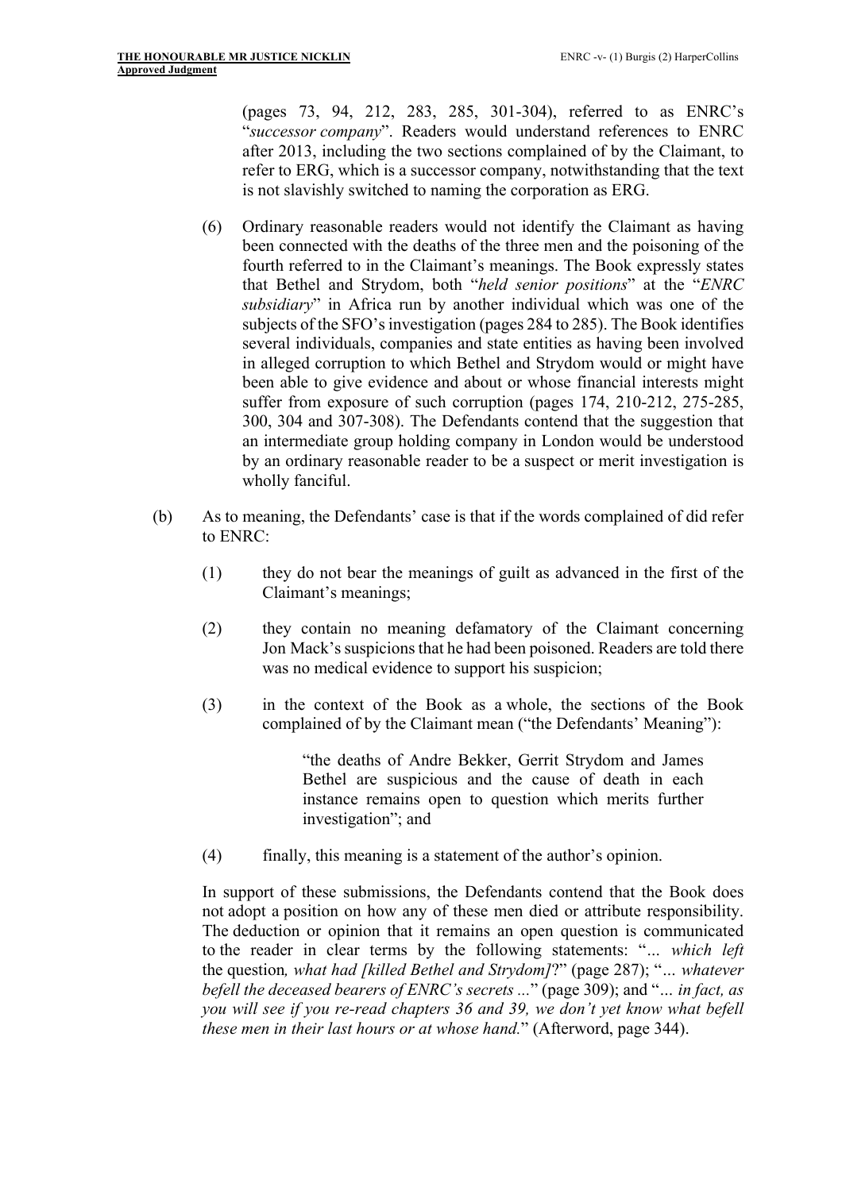(pages 73, 94, 212, 283, 285, 301-304), referred to as ENRC's "*successor company*". Readers would understand references to ENRC after 2013, including the two sections complained of by the Claimant, to refer to ERG, which is a successor company, notwithstanding that the text is not slavishly switched to naming the corporation as ERG.

(6) Ordinary reasonable readers would not identify the Claimant as having been connected with the deaths of the three men and the poisoning of the fourth referred to in the Claimant's meanings. The Book expressly states that Bethel and Strydom, both "*held senior positions*" at the "*ENRC subsidiary*" in Africa run by another individual which was one of the subjects of the SFO's investigation (pages 284 to 285). The Book identifies several individuals, companies and state entities as having been involved in alleged corruption to which Bethel and Strydom would or might have been able to give evidence and about or whose financial interests might suffer from exposure of such corruption (pages 174, 210-212, 275-285, 300, 304 and 307-308). The Defendants contend that the suggestion that an intermediate group holding company in London would be understood by an ordinary reasonable reader to be a suspect or merit investigation is wholly fanciful.

(b) As to meaning, the Defendants' case is that if the words complained of did refer to ENRC:

(1) they do not bear the meanings of guilt as advanced in the first of the Claimant's meanings;

(2) they contain no meaning defamatory of the Claimant concerning Jon Mack's suspicions that he had been poisoned. Readers are told there was no medical evidence to support his suspicion;

(3) in the context of the Book as a whole, the sections of the Book complained of by the Claimant mean ("the Defendants' Meaning"):

> "the deaths of Andre Bekker, Gerrit Strydom and James Bethel are suspicious and the cause of death in each instance remains open to question which merits further investigation"; and

(4) finally, this meaning is a statement of the author's opinion.

In support of these submissions, the Defendants contend that the Book does not adopt a position on how any of these men died or attribute responsibility. The deduction or opinion that it remains an open question is communicated to the reader in clear terms by the following statements: "*... which left* the question*, what had [killed Bethel and Strydom]*?" (page 287); "*... whatever befell the deceased bearers of ENRC's secrets ...*" (page 309); and "*... in fact, as you will see if you re-read chapters 36 and 39, we don't yet know what befell these men in their last hours or at whose hand.*" (Afterword, page 344).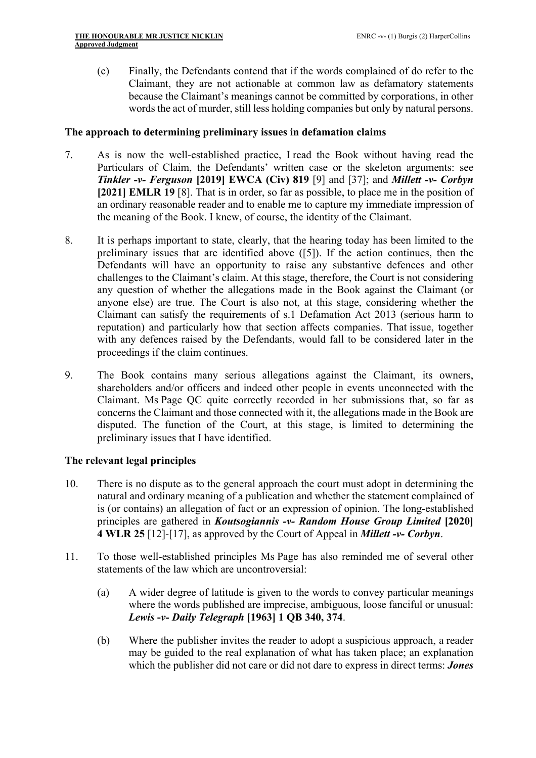(c) Finally, the Defendants contend that if the words complained of do refer to the Claimant, they are not actionable at common law as defamatory statements because the Claimant's meanings cannot be committed by corporations, in other words the act of murder, still less holding companies but only by natural persons.

## The approach to determining preliminary issues in defamation claims

7. As is now the well-established practice, I read the Book without having read the Particulars of Claim, the Defendants' written case or the skeleton arguments: see ***Tinkler -v- Ferguson* [2019] EWCA (Civ) 819** [9] and [37]; and ***Millett -v- Corbyn* [2021] EMLR 19** [8]. That is in order, so far as possible, to place me in the position of an ordinary reasonable reader and to enable me to capture my immediate impression of the meaning of the Book. I knew, of course, the identity of the Claimant.

8. It is perhaps important to state, clearly, that the hearing today has been limited to the preliminary issues that are identified above ([5]). If the action continues, then the Defendants will have an opportunity to raise any substantive defences and other challenges to the Claimant's claim. At this stage, therefore, the Court is not considering any question of whether the allegations made in the Book against the Claimant (or anyone else) are true. The Court is also not, at this stage, considering whether the Claimant can satisfy the requirements of s.1 Defamation Act 2013 (serious harm to reputation) and particularly how that section affects companies. That issue, together with any defences raised by the Defendants, would fall to be considered later in the proceedings if the claim continues.

9. The Book contains many serious allegations against the Claimant, its owners, shareholders and/or officers and indeed other people in events unconnected with the Claimant. Ms Page QC quite correctly recorded in her submissions that, so far as concerns the Claimant and those connected with it, the allegations made in the Book are disputed. The function of the Court, at this stage, is limited to determining the preliminary issues that I have identified.

## The relevant legal principles

10. There is no dispute as to the general approach the court must adopt in determining the natural and ordinary meaning of a publication and whether the statement complained of is (or contains) an allegation of fact or an expression of opinion. The long-established principles are gathered in ***Koutsogiannis -v- Random House Group Limited* [2020] 4 WLR 25** [12]-[17], as approved by the Court of Appeal in ***Millett -v- Corbyn***.

11. To those well-established principles Ms Page has also reminded me of several other statements of the law which are uncontroversial:

    (a) A wider degree of latitude is given to the words to convey particular meanings where the words published are imprecise, ambiguous, loose fanciful or unusual: ***Lewis -v- Daily Telegraph* [1963] 1 QB 340, 374**.

    (b) Where the publisher invites the reader to adopt a suspicious approach, a reader may be guided to the real explanation of what has taken place; an explanation which the publisher did not care or did not dare to express in direct terms: ***Jones***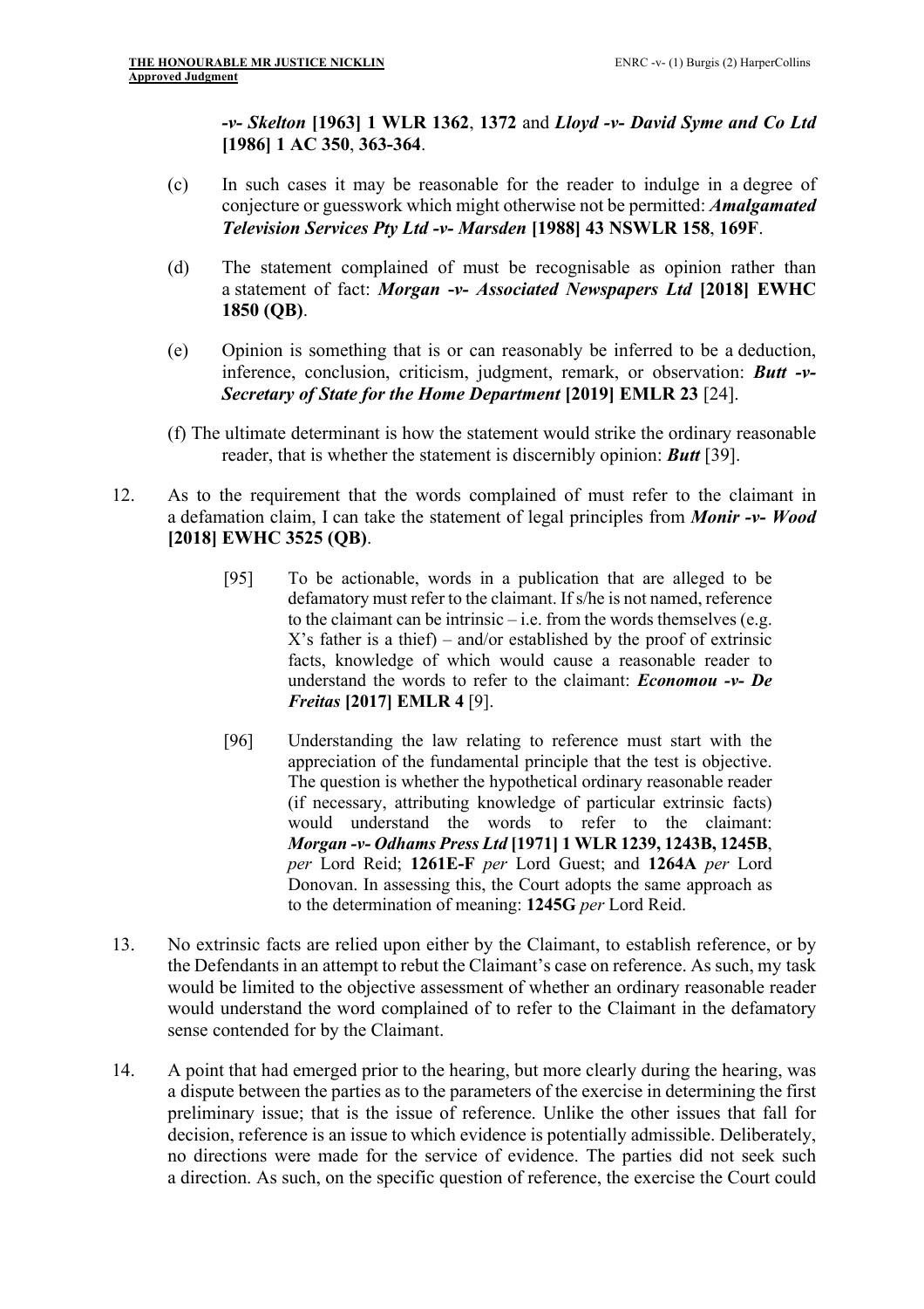***-v- Skelton* [1963] 1 WLR 1362**, **1372** and ***Lloyd -v- David Syme and Co Ltd* [1986] 1 AC 350**, **363-364**.

(c) In such cases it may be reasonable for the reader to indulge in a degree of conjecture or guesswork which might otherwise not be permitted: ***Amalgamated Television Services Pty Ltd -v- Marsden* [1988] 43 NSWLR 158**, **169F**.

(d) The statement complained of must be recognisable as opinion rather than a statement of fact: ***Morgan -v- Associated Newspapers Ltd* [2018] EWHC 1850 (QB)**.

(e) Opinion is something that is or can reasonably be inferred to be a deduction, inference, conclusion, criticism, judgment, remark, or observation: ***Butt -v- Secretary of State for the Home Department* [2019] EMLR 23** [24].

(f) The ultimate determinant is how the statement would strike the ordinary reasonable reader, that is whether the statement is discernibly opinion: ***Butt*** [39].

12. As to the requirement that the words complained of must refer to the claimant in a defamation claim, I can take the statement of legal principles from ***Monir -v- Wood* [2018] EWHC 3525 (QB)**.

> [95] To be actionable, words in a publication that are alleged to be defamatory must refer to the claimant. If s/he is not named, reference to the claimant can be intrinsic – i.e. from the words themselves (e.g. X's father is a thief) – and/or established by the proof of extrinsic facts, knowledge of which would cause a reasonable reader to understand the words to refer to the claimant: ***Economou -v- De Freitas* [2017] EMLR 4** [9].
>
> [96] Understanding the law relating to reference must start with the appreciation of the fundamental principle that the test is objective. The question is whether the hypothetical ordinary reasonable reader (if necessary, attributing knowledge of particular extrinsic facts) would understand the words to refer to the claimant: ***Morgan -v- Odhams Press Ltd* [1971] 1 WLR 1239, 1243B, 1245B**, *per* Lord Reid; **1261E-F** *per* Lord Guest; and **1264A** *per* Lord Donovan. In assessing this, the Court adopts the same approach as to the determination of meaning: **1245G** *per* Lord Reid.

13. No extrinsic facts are relied upon either by the Claimant, to establish reference, or by the Defendants in an attempt to rebut the Claimant's case on reference. As such, my task would be limited to the objective assessment of whether an ordinary reasonable reader would understand the word complained of to refer to the Claimant in the defamatory sense contended for by the Claimant.

14. A point that had emerged prior to the hearing, but more clearly during the hearing, was a dispute between the parties as to the parameters of the exercise in determining the first preliminary issue; that is the issue of reference. Unlike the other issues that fall for decision, reference is an issue to which evidence is potentially admissible. Deliberately, no directions were made for the service of evidence. The parties did not seek such a direction. As such, on the specific question of reference, the exercise the Court could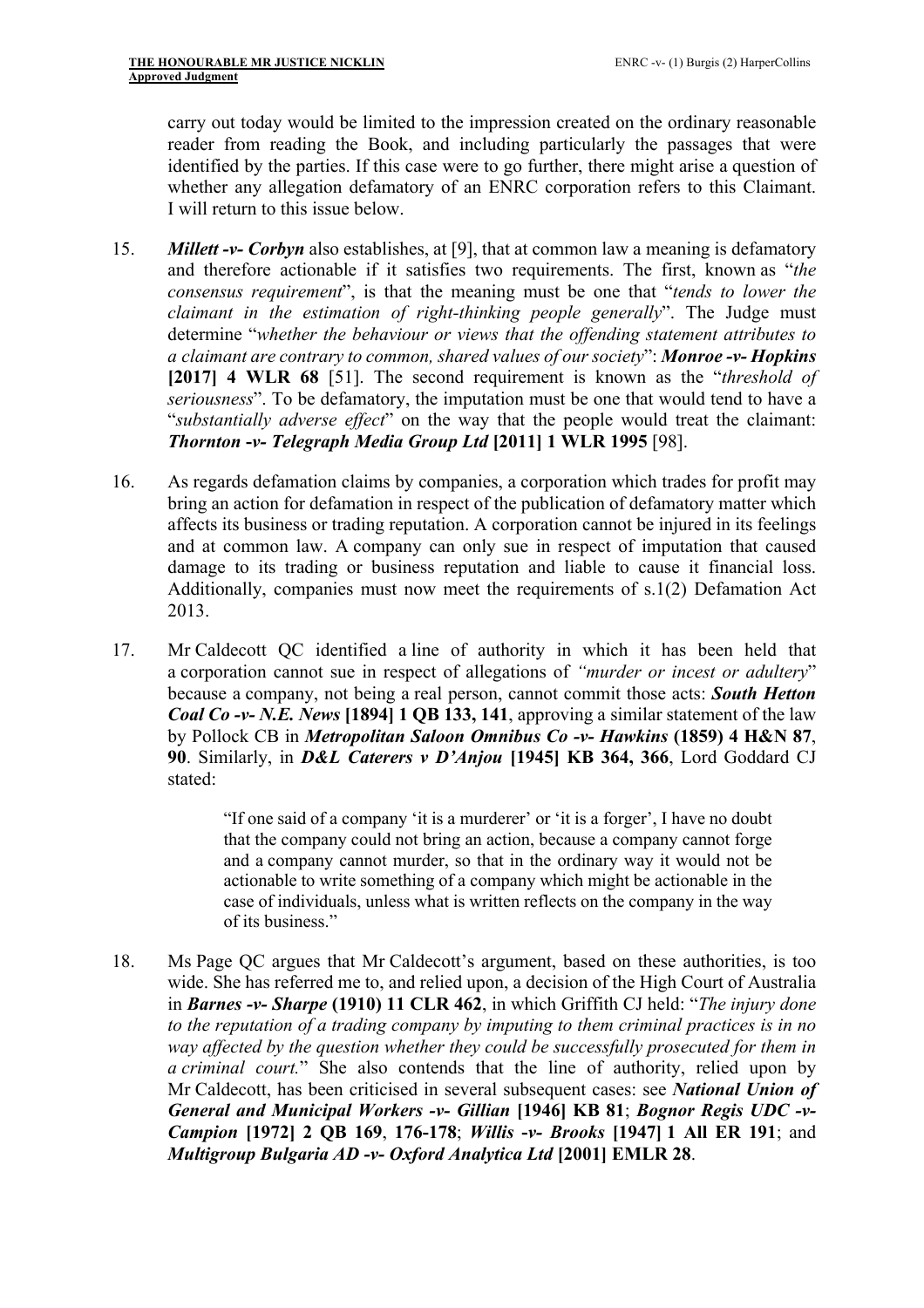carry out today would be limited to the impression created on the ordinary reasonable reader from reading the Book, and including particularly the passages that were identified by the parties. If this case were to go further, there might arise a question of whether any allegation defamatory of an ENRC corporation refers to this Claimant. I will return to this issue below.

15. ***Millett -v- Corbyn*** also establishes, at [9], that at common law a meaning is defamatory and therefore actionable if it satisfies two requirements. The first, known as "*the consensus requirement*", is that the meaning must be one that "*tends to lower the claimant in the estimation of right-thinking people generally*". The Judge must determine "*whether the behaviour or views that the offending statement attributes to a claimant are contrary to common, shared values of our society*": ***Monroe -v- Hopkins* [2017] 4 WLR 68** [51]. The second requirement is known as the "*threshold of seriousness*". To be defamatory, the imputation must be one that would tend to have a "*substantially adverse effect*" on the way that the people would treat the claimant: ***Thornton -v- Telegraph Media Group Ltd* [2011] 1 WLR 1995** [98].

16. As regards defamation claims by companies, a corporation which trades for profit may bring an action for defamation in respect of the publication of defamatory matter which affects its business or trading reputation. A corporation cannot be injured in its feelings and at common law. A company can only sue in respect of imputation that caused damage to its trading or business reputation and liable to cause it financial loss. Additionally, companies must now meet the requirements of s.1(2) Defamation Act 2013.

17. Mr Caldecott QC identified a line of authority in which it has been held that a corporation cannot sue in respect of allegations of *"murder or incest or adultery*" because a company, not being a real person, cannot commit those acts: ***South Hetton Coal Co -v- N.E. News* [1894] 1 QB 133, 141**, approving a similar statement of the law by Pollock CB in ***Metropolitan Saloon Omnibus Co -v- Hawkins* (1859) 4 H&N 87, 90**. Similarly, in ***D&L Caterers v D'Anjou* [1945] KB 364, 366**, Lord Goddard CJ stated:

> "If one said of a company 'it is a murderer' or 'it is a forger', I have no doubt that the company could not bring an action, because a company cannot forge and a company cannot murder, so that in the ordinary way it would not be actionable to write something of a company which might be actionable in the case of individuals, unless what is written reflects on the company in the way of its business."

18. Ms Page QC argues that Mr Caldecott's argument, based on these authorities, is too wide. She has referred me to, and relied upon, a decision of the High Court of Australia in ***Barnes -v- Sharpe* (1910) 11 CLR 462**, in which Griffith CJ held: "*The injury done to the reputation of a trading company by imputing to them criminal practices is in no way affected by the question whether they could be successfully prosecuted for them in a criminal court.*" She also contends that the line of authority, relied upon by Mr Caldecott, has been criticised in several subsequent cases: see ***National Union of General and Municipal Workers -v- Gillian* [1946] KB 81**; ***Bognor Regis UDC -v- Campion* [1972] 2 QB 169, 176-178**; ***Willis -v- Brooks* [1947] 1 All ER 191**; and ***Multigroup Bulgaria AD -v- Oxford Analytica Ltd* [2001] EMLR 28**.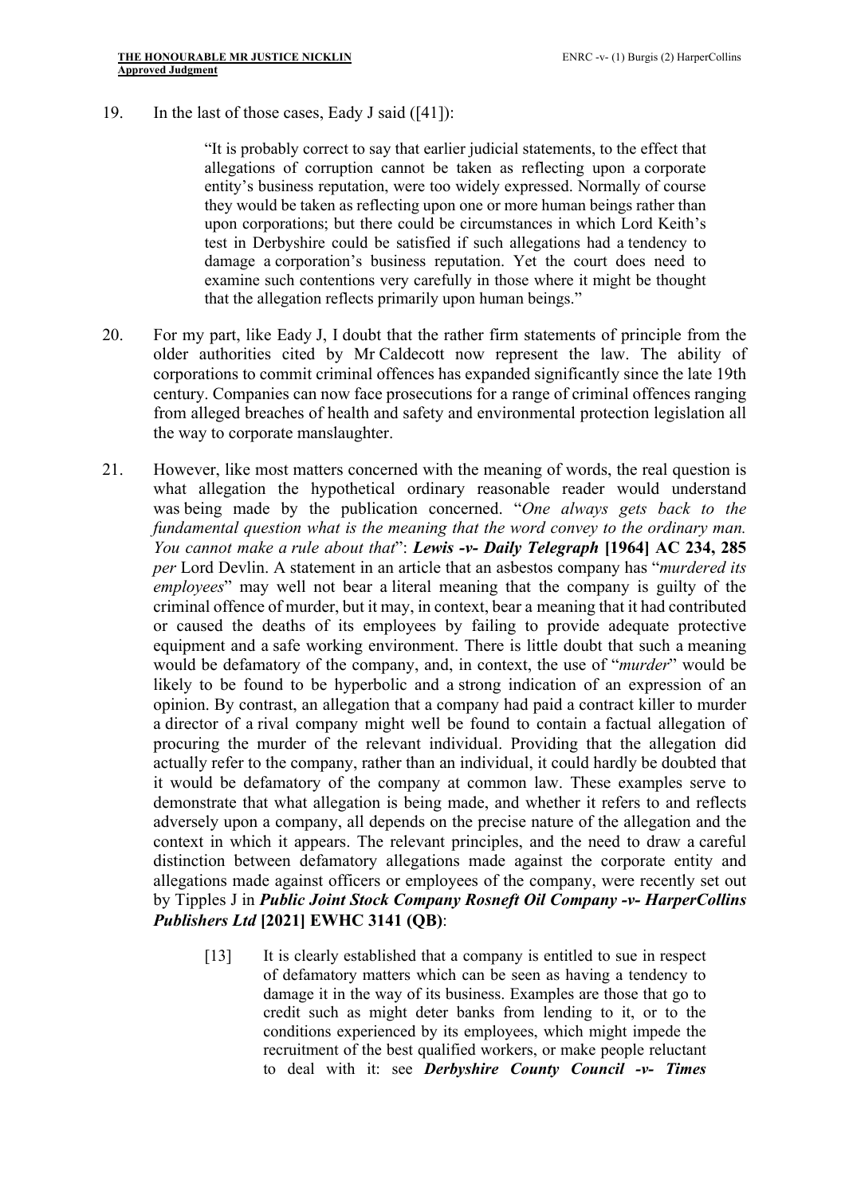19. In the last of those cases, Eady J said ([41]):

> "It is probably correct to say that earlier judicial statements, to the effect that allegations of corruption cannot be taken as reflecting upon a corporate entity's business reputation, were too widely expressed. Normally of course they would be taken as reflecting upon one or more human beings rather than upon corporations; but there could be circumstances in which Lord Keith's test in Derbyshire could be satisfied if such allegations had a tendency to damage a corporation's business reputation. Yet the court does need to examine such contentions very carefully in those where it might be thought that the allegation reflects primarily upon human beings."

20. For my part, like Eady J, I doubt that the rather firm statements of principle from the older authorities cited by Mr Caldecott now represent the law. The ability of corporations to commit criminal offences has expanded significantly since the late 19th century. Companies can now face prosecutions for a range of criminal offences ranging from alleged breaches of health and safety and environmental protection legislation all the way to corporate manslaughter.

21. However, like most matters concerned with the meaning of words, the real question is what allegation the hypothetical ordinary reasonable reader would understand was being made by the publication concerned. "*One always gets back to the fundamental question what is the meaning that the word convey to the ordinary man. You cannot make a rule about that*": ***Lewis -v- Daily Telegraph* [1964] AC 234, 285** *per* Lord Devlin. A statement in an article that an asbestos company has "*murdered its employees*" may well not bear a literal meaning that the company is guilty of the criminal offence of murder, but it may, in context, bear a meaning that it had contributed or caused the deaths of its employees by failing to provide adequate protective equipment and a safe working environment. There is little doubt that such a meaning would be defamatory of the company, and, in context, the use of "*murder*" would be likely to be found to be hyperbolic and a strong indication of an expression of an opinion. By contrast, an allegation that a company had paid a contract killer to murder a director of a rival company might well be found to contain a factual allegation of procuring the murder of the relevant individual. Providing that the allegation did actually refer to the company, rather than an individual, it could hardly be doubted that it would be defamatory of the company at common law. These examples serve to demonstrate that what allegation is being made, and whether it refers to and reflects adversely upon a company, all depends on the precise nature of the allegation and the context in which it appears. The relevant principles, and the need to draw a careful distinction between defamatory allegations made against the corporate entity and allegations made against officers or employees of the company, were recently set out by Tipples J in ***Public Joint Stock Company Rosneft Oil Company -v- HarperCollins Publishers Ltd* [2021] EWHC 3141 (QB)**:

> [13] It is clearly established that a company is entitled to sue in respect of defamatory matters which can be seen as having a tendency to damage it in the way of its business. Examples are those that go to credit such as might deter banks from lending to it, or to the conditions experienced by its employees, which might impede the recruitment of the best qualified workers, or make people reluctant to deal with it: see ***Derbyshire County Council -v- Times***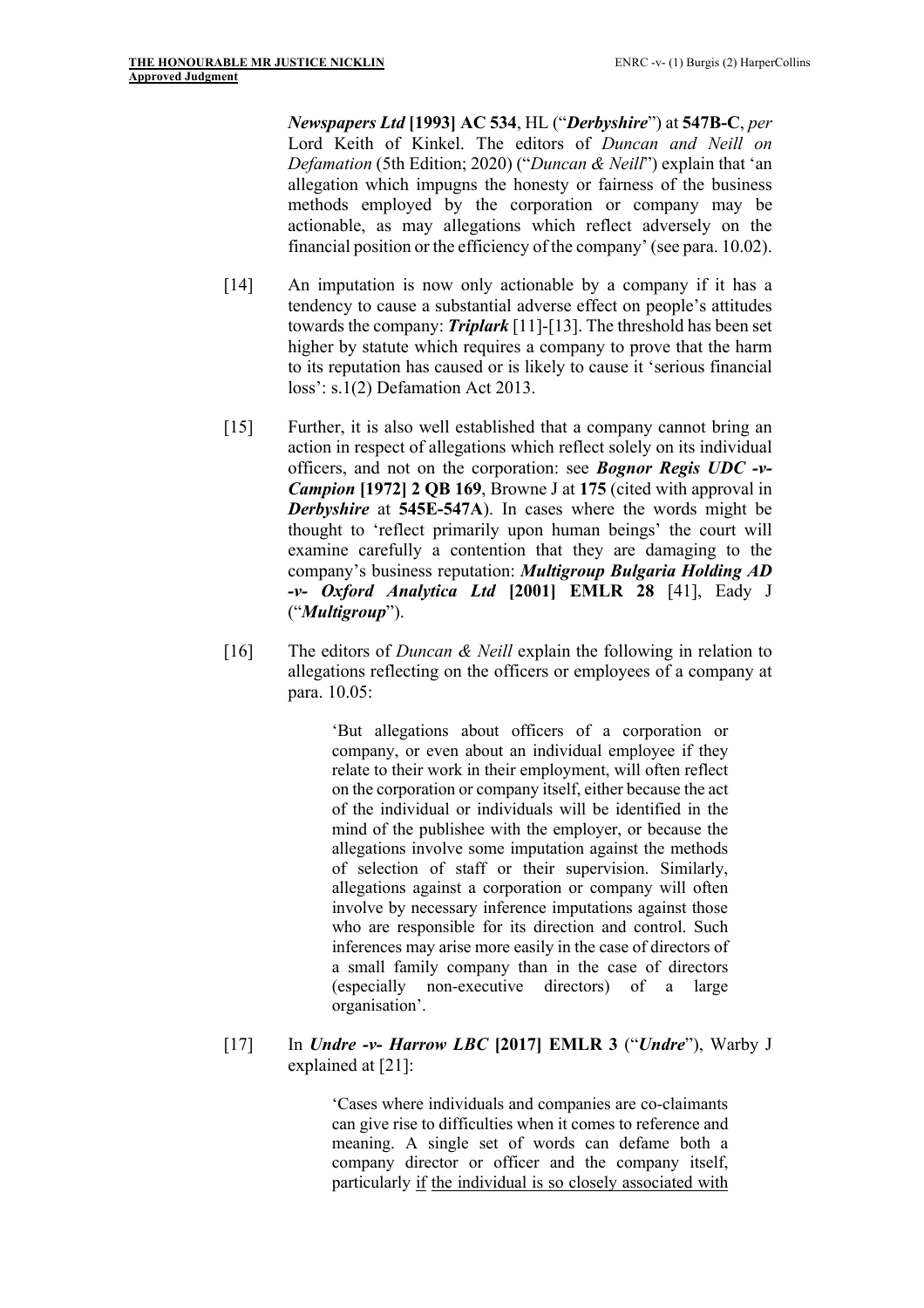*Newspapers Ltd* **[1993] AC 534**, HL ("*Derbyshire*") at **547B-C**, *per* Lord Keith of Kinkel. The editors of *Duncan and Neill on Defamation* (5th Edition; 2020) ("*Duncan & Neill*") explain that 'an allegation which impugns the honesty or fairness of the business methods employed by the corporation or company may be actionable, as may allegations which reflect adversely on the financial position or the efficiency of the company' (see para. 10.02).

[14] An imputation is now only actionable by a company if it has a tendency to cause a substantial adverse effect on people's attitudes towards the company: ***Triplark*** [11]-[13]. The threshold has been set higher by statute which requires a company to prove that the harm to its reputation has caused or is likely to cause it 'serious financial loss': s.1(2) Defamation Act 2013.

[15] Further, it is also well established that a company cannot bring an action in respect of allegations which reflect solely on its individual officers, and not on the corporation: see ***Bognor Regis UDC -v- Campion*** **[1972] 2 QB 169**, Browne J at **175** (cited with approval in ***Derbyshire*** at **545E-547A**). In cases where the words might be thought to 'reflect primarily upon human beings' the court will examine carefully a contention that they are damaging to the company's business reputation: ***Multigroup Bulgaria Holding AD -v- Oxford Analytica Ltd*** **[2001] EMLR 28** [41], Eady J ("***Multigroup***").

[16] The editors of *Duncan & Neill* explain the following in relation to allegations reflecting on the officers or employees of a company at para. 10.05:

> 'But allegations about officers of a corporation or company, or even about an individual employee if they relate to their work in their employment, will often reflect on the corporation or company itself, either because the act of the individual or individuals will be identified in the mind of the publishee with the employer, or because the allegations involve some imputation against the methods of selection of staff or their supervision. Similarly, allegations against a corporation or company will often involve by necessary inference imputations against those who are responsible for its direction and control. Such inferences may arise more easily in the case of directors of a small family company than in the case of directors (especially non-executive directors) of a large organisation'.

[17] In ***Undre -v- Harrow LBC*** **[2017] EMLR 3** ("***Undre***"), Warby J explained at [21]:

> 'Cases where individuals and companies are co-claimants can give rise to difficulties when it comes to reference and meaning. A single set of words can defame both a company director or officer and the company itself, particularly <u>if</u> <u>the individual is so closely associated with</u>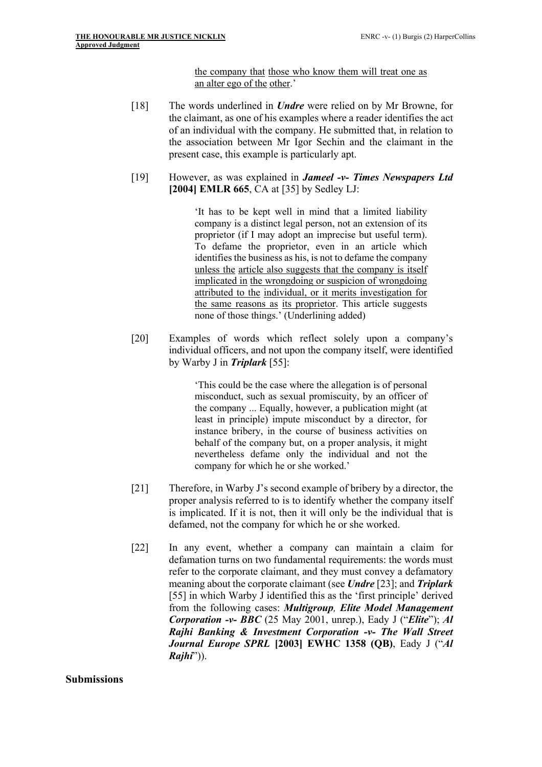the company that those who know them will treat one as an alter ego of the other.'

[18] The words underlined in ***Undre*** were relied on by Mr Browne, for the claimant, as one of his examples where a reader identifies the act of an individual with the company. He submitted that, in relation to the association between Mr Igor Sechin and the claimant in the present case, this example is particularly apt.

[19] However, as was explained in ***Jameel -v- Times Newspapers Ltd* [2004] EMLR 665**, CA at [35] by Sedley LJ:

> 'It has to be kept well in mind that a limited liability company is a distinct legal person, not an extension of its proprietor (if I may adopt an imprecise but useful term). To defame the proprietor, even in an article which identifies the business as his, is not to defame the company unless the article also suggests that the company is itself implicated in the wrongdoing or suspicion of wrongdoing attributed to the individual, or it merits investigation for the same reasons as its proprietor. This article suggests none of those things.' (Underlining added)

[20] Examples of words which reflect solely upon a company's individual officers, and not upon the company itself, were identified by Warby J in ***Triplark*** [55]:

> 'This could be the case where the allegation is of personal misconduct, such as sexual promiscuity, by an officer of the company ... Equally, however, a publication might (at least in principle) impute misconduct by a director, for instance bribery, in the course of business activities on behalf of the company but, on a proper analysis, it might nevertheless defame only the individual and not the company for which he or she worked.'

[21] Therefore, in Warby J's second example of bribery by a director, the proper analysis referred to is to identify whether the company itself is implicated. If it is not, then it will only be the individual that is defamed, not the company for which he or she worked.

[22] In any event, whether a company can maintain a claim for defamation turns on two fundamental requirements: the words must refer to the corporate claimant, and they must convey a defamatory meaning about the corporate claimant (see ***Undre*** [23]; and ***Triplark*** [55] in which Warby J identified this as the 'first principle' derived from the following cases: ***Multigroup*, *Elite Model Management Corporation -v- BBC*** (25 May 2001, unrep.), Eady J ("***Elite***"); ***Al Rajhi Banking & Investment Corporation -v- The Wall Street Journal Europe SPRL* [2003] EWHC 1358 (QB)**, Eady J ("***Al Rajhi***")).

## Submissions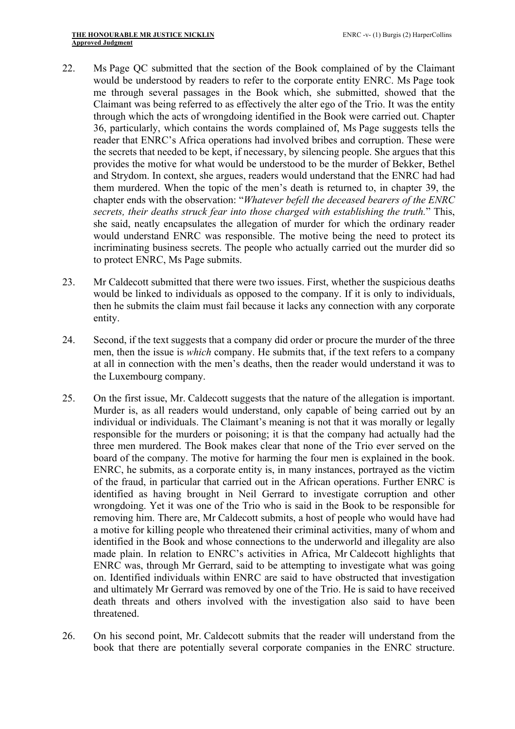22. Ms Page QC submitted that the section of the Book complained of by the Claimant would be understood by readers to refer to the corporate entity ENRC. Ms Page took me through several passages in the Book which, she submitted, showed that the Claimant was being referred to as effectively the alter ego of the Trio. It was the entity through which the acts of wrongdoing identified in the Book were carried out. Chapter 36, particularly, which contains the words complained of, Ms Page suggests tells the reader that ENRC's Africa operations had involved bribes and corruption. These were the secrets that needed to be kept, if necessary, by silencing people. She argues that this provides the motive for what would be understood to be the murder of Bekker, Bethel and Strydom. In context, she argues, readers would understand that the ENRC had had them murdered. When the topic of the men's death is returned to, in chapter 39, the chapter ends with the observation: "*Whatever befell the deceased bearers of the ENRC secrets, their deaths struck fear into those charged with establishing the truth.*" This, she said, neatly encapsulates the allegation of murder for which the ordinary reader would understand ENRC was responsible. The motive being the need to protect its incriminating business secrets. The people who actually carried out the murder did so to protect ENRC, Ms Page submits.

23. Mr Caldecott submitted that there were two issues. First, whether the suspicious deaths would be linked to individuals as opposed to the company. If it is only to individuals, then he submits the claim must fail because it lacks any connection with any corporate entity.

24. Second, if the text suggests that a company did order or procure the murder of the three men, then the issue is *which* company. He submits that, if the text refers to a company at all in connection with the men's deaths, then the reader would understand it was to the Luxembourg company.

25. On the first issue, Mr. Caldecott suggests that the nature of the allegation is important. Murder is, as all readers would understand, only capable of being carried out by an individual or individuals. The Claimant's meaning is not that it was morally or legally responsible for the murders or poisoning; it is that the company had actually had the three men murdered. The Book makes clear that none of the Trio ever served on the board of the company. The motive for harming the four men is explained in the book. ENRC, he submits, as a corporate entity is, in many instances, portrayed as the victim of the fraud, in particular that carried out in the African operations. Further ENRC is identified as having brought in Neil Gerrard to investigate corruption and other wrongdoing. Yet it was one of the Trio who is said in the Book to be responsible for removing him. There are, Mr Caldecott submits, a host of people who would have had a motive for killing people who threatened their criminal activities, many of whom and identified in the Book and whose connections to the underworld and illegality are also made plain. In relation to ENRC's activities in Africa, Mr Caldecott highlights that ENRC was, through Mr Gerrard, said to be attempting to investigate what was going on. Identified individuals within ENRC are said to have obstructed that investigation and ultimately Mr Gerrard was removed by one of the Trio. He is said to have received death threats and others involved with the investigation also said to have been threatened.

26. On his second point, Mr. Caldecott submits that the reader will understand from the book that there are potentially several corporate companies in the ENRC structure.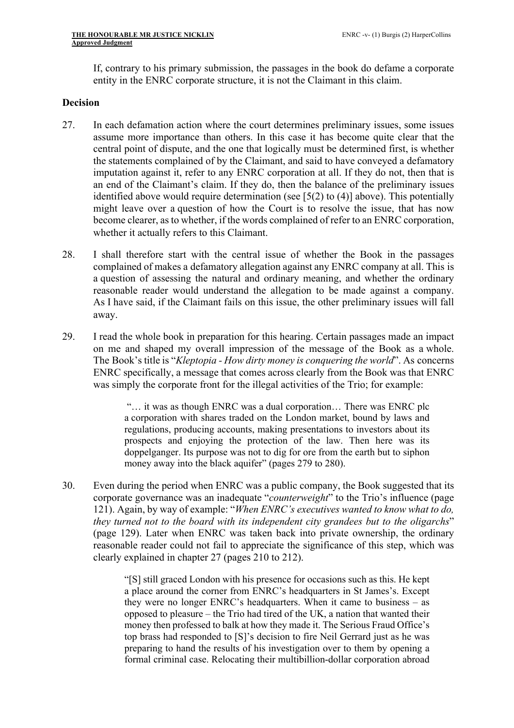If, contrary to his primary submission, the passages in the book do defame a corporate entity in the ENRC corporate structure, it is not the Claimant in this claim.

## Decision

27. In each defamation action where the court determines preliminary issues, some issues assume more importance than others. In this case it has become quite clear that the central point of dispute, and the one that logically must be determined first, is whether the statements complained of by the Claimant, and said to have conveyed a defamatory imputation against it, refer to any ENRC corporation at all. If they do not, then that is an end of the Claimant's claim. If they do, then the balance of the preliminary issues identified above would require determination (see [5(2) to (4)] above). This potentially might leave over a question of how the Court is to resolve the issue, that has now become clearer, as to whether, if the words complained of refer to an ENRC corporation, whether it actually refers to this Claimant.

28. I shall therefore start with the central issue of whether the Book in the passages complained of makes a defamatory allegation against any ENRC company at all. This is a question of assessing the natural and ordinary meaning, and whether the ordinary reasonable reader would understand the allegation to be made against a company. As I have said, if the Claimant fails on this issue, the other preliminary issues will fall away.

29. I read the whole book in preparation for this hearing. Certain passages made an impact on me and shaped my overall impression of the message of the Book as a whole. The Book's title is "*Kleptopia - How dirty money is conquering the world*". As concerns ENRC specifically, a message that comes across clearly from the Book was that ENRC was simply the corporate front for the illegal activities of the Trio; for example:

> "… it was as though ENRC was a dual corporation… There was ENRC plc a corporation with shares traded on the London market, bound by laws and regulations, producing accounts, making presentations to investors about its prospects and enjoying the protection of the law. Then here was its doppelganger. Its purpose was not to dig for ore from the earth but to siphon money away into the black aquifer" (pages 279 to 280).

30. Even during the period when ENRC was a public company, the Book suggested that its corporate governance was an inadequate "*counterweight*" to the Trio's influence (page 121). Again, by way of example: "*When ENRC's executives wanted to know what to do, they turned not to the board with its independent city grandees but to the oligarchs*" (page 129). Later when ENRC was taken back into private ownership, the ordinary reasonable reader could not fail to appreciate the significance of this step, which was clearly explained in chapter 27 (pages 210 to 212).

> "[S] still graced London with his presence for occasions such as this. He kept a place around the corner from ENRC's headquarters in St James's. Except they were no longer ENRC's headquarters. When it came to business – as opposed to pleasure – the Trio had tired of the UK, a nation that wanted their money then professed to balk at how they made it. The Serious Fraud Office's top brass had responded to [S]'s decision to fire Neil Gerrard just as he was preparing to hand the results of his investigation over to them by opening a formal criminal case. Relocating their multibillion-dollar corporation abroad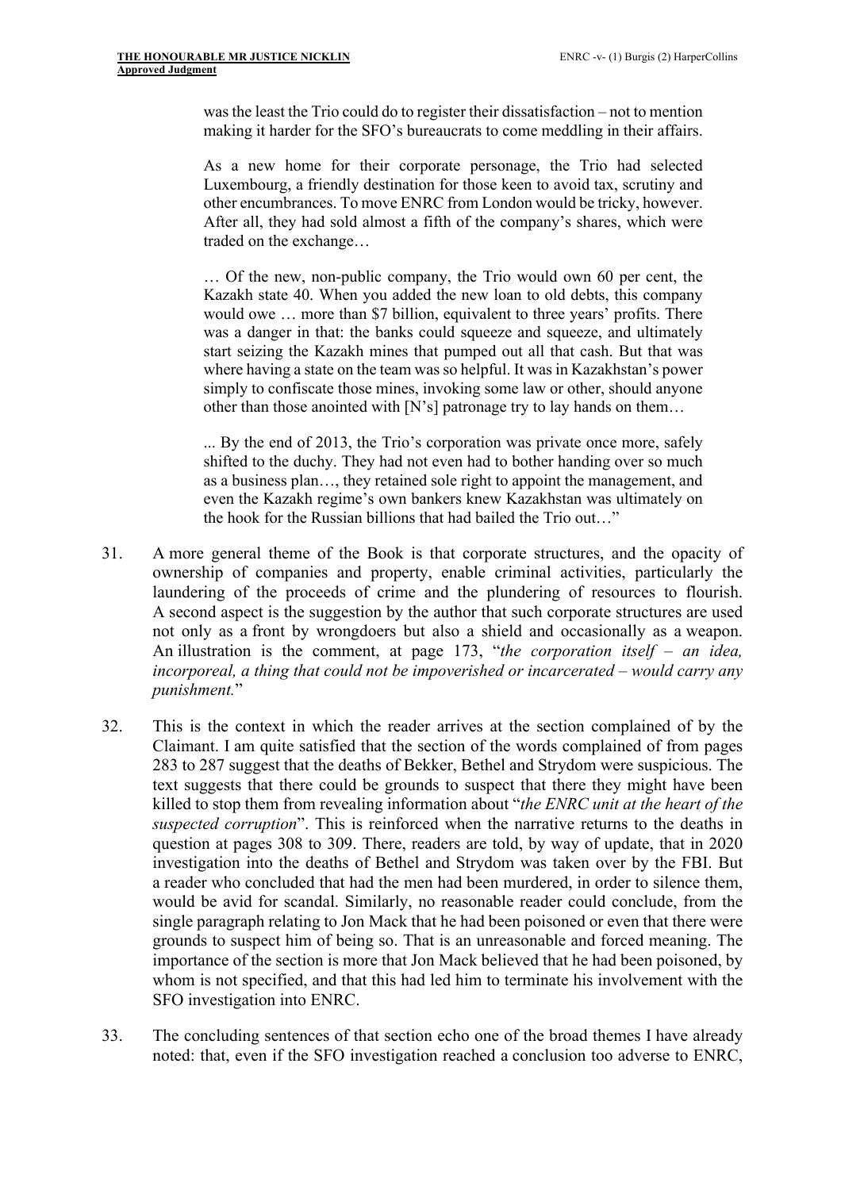> was the least the Trio could do to register their dissatisfaction – not to mention making it harder for the SFO's bureaucrats to come meddling in their affairs.
>
> As a new home for their corporate personage, the Trio had selected Luxembourg, a friendly destination for those keen to avoid tax, scrutiny and other encumbrances. To move ENRC from London would be tricky, however. After all, they had sold almost a fifth of the company's shares, which were traded on the exchange…
>
> … Of the new, non-public company, the Trio would own 60 per cent, the Kazakh state 40. When you added the new loan to old debts, this company would owe … more than $7 billion, equivalent to three years' profits. There was a danger in that: the banks could squeeze and squeeze, and ultimately start seizing the Kazakh mines that pumped out all that cash. But that was where having a state on the team was so helpful. It was in Kazakhstan's power simply to confiscate those mines, invoking some law or other, should anyone other than those anointed with [N's] patronage try to lay hands on them…
>
> ... By the end of 2013, the Trio's corporation was private once more, safely shifted to the duchy. They had not even had to bother handing over so much as a business plan…, they retained sole right to appoint the management, and even the Kazakh regime's own bankers knew Kazakhstan was ultimately on the hook for the Russian billions that had bailed the Trio out…"

31. A more general theme of the Book is that corporate structures, and the opacity of ownership of companies and property, enable criminal activities, particularly the laundering of the proceeds of crime and the plundering of resources to flourish. A second aspect is the suggestion by the author that such corporate structures are used not only as a front by wrongdoers but also a shield and occasionally as a weapon. An illustration is the comment, at page 173, "*the corporation itself – an idea, incorporeal, a thing that could not be impoverished or incarcerated – would carry any punishment.*"

32. This is the context in which the reader arrives at the section complained of by the Claimant. I am quite satisfied that the section of the words complained of from pages 283 to 287 suggest that the deaths of Bekker, Bethel and Strydom were suspicious. The text suggests that there could be grounds to suspect that there they might have been killed to stop them from revealing information about "*the ENRC unit at the heart of the suspected corruption*". This is reinforced when the narrative returns to the deaths in question at pages 308 to 309. There, readers are told, by way of update, that in 2020 investigation into the deaths of Bethel and Strydom was taken over by the FBI. But a reader who concluded that had the men had been murdered, in order to silence them, would be avid for scandal. Similarly, no reasonable reader could conclude, from the single paragraph relating to Jon Mack that he had been poisoned or even that there were grounds to suspect him of being so. That is an unreasonable and forced meaning. The importance of the section is more that Jon Mack believed that he had been poisoned, by whom is not specified, and that this had led him to terminate his involvement with the SFO investigation into ENRC.

33. The concluding sentences of that section echo one of the broad themes I have already noted: that, even if the SFO investigation reached a conclusion too adverse to ENRC,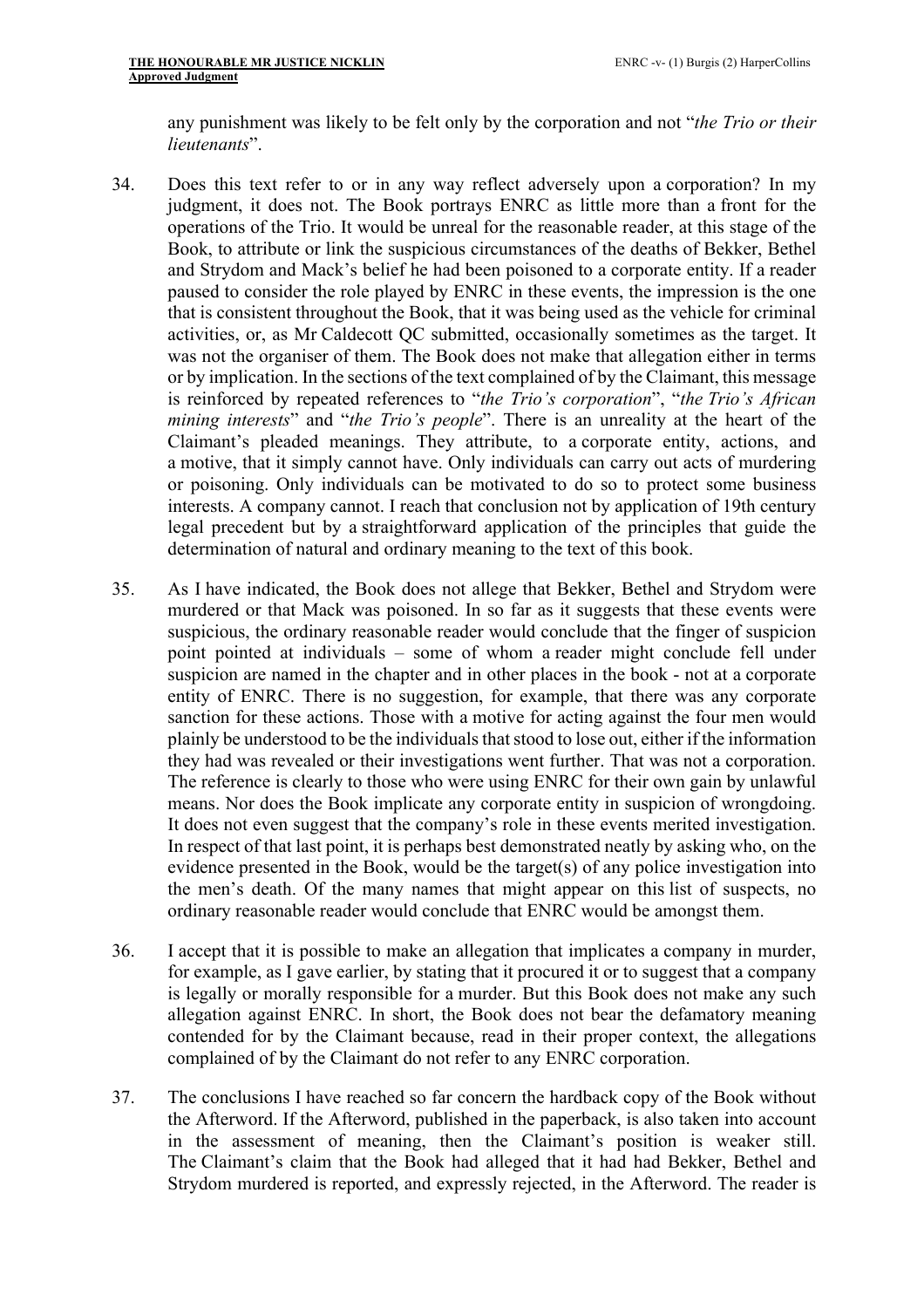any punishment was likely to be felt only by the corporation and not "*the Trio or their lieutenants*".

34. Does this text refer to or in any way reflect adversely upon a corporation? In my judgment, it does not. The Book portrays ENRC as little more than a front for the operations of the Trio. It would be unreal for the reasonable reader, at this stage of the Book, to attribute or link the suspicious circumstances of the deaths of Bekker, Bethel and Strydom and Mack's belief he had been poisoned to a corporate entity. If a reader paused to consider the role played by ENRC in these events, the impression is the one that is consistent throughout the Book, that it was being used as the vehicle for criminal activities, or, as Mr Caldecott QC submitted, occasionally sometimes as the target. It was not the organiser of them. The Book does not make that allegation either in terms or by implication. In the sections of the text complained of by the Claimant, this message is reinforced by repeated references to "*the Trio's corporation*", "*the Trio's African mining interests*" and "*the Trio's people*". There is an unreality at the heart of the Claimant's pleaded meanings. They attribute, to a corporate entity, actions, and a motive, that it simply cannot have. Only individuals can carry out acts of murdering or poisoning. Only individuals can be motivated to do so to protect some business interests. A company cannot. I reach that conclusion not by application of 19th century legal precedent but by a straightforward application of the principles that guide the determination of natural and ordinary meaning to the text of this book.

35. As I have indicated, the Book does not allege that Bekker, Bethel and Strydom were murdered or that Mack was poisoned. In so far as it suggests that these events were suspicious, the ordinary reasonable reader would conclude that the finger of suspicion point pointed at individuals – some of whom a reader might conclude fell under suspicion are named in the chapter and in other places in the book - not at a corporate entity of ENRC. There is no suggestion, for example, that there was any corporate sanction for these actions. Those with a motive for acting against the four men would plainly be understood to be the individuals that stood to lose out, either if the information they had was revealed or their investigations went further. That was not a corporation. The reference is clearly to those who were using ENRC for their own gain by unlawful means. Nor does the Book implicate any corporate entity in suspicion of wrongdoing. It does not even suggest that the company's role in these events merited investigation. In respect of that last point, it is perhaps best demonstrated neatly by asking who, on the evidence presented in the Book, would be the target(s) of any police investigation into the men's death. Of the many names that might appear on this list of suspects, no ordinary reasonable reader would conclude that ENRC would be amongst them.

36. I accept that it is possible to make an allegation that implicates a company in murder, for example, as I gave earlier, by stating that it procured it or to suggest that a company is legally or morally responsible for a murder. But this Book does not make any such allegation against ENRC. In short, the Book does not bear the defamatory meaning contended for by the Claimant because, read in their proper context, the allegations complained of by the Claimant do not refer to any ENRC corporation.

37. The conclusions I have reached so far concern the hardback copy of the Book without the Afterword. If the Afterword, published in the paperback, is also taken into account in the assessment of meaning, then the Claimant's position is weaker still. The Claimant's claim that the Book had alleged that it had had Bekker, Bethel and Strydom murdered is reported, and expressly rejected, in the Afterword. The reader is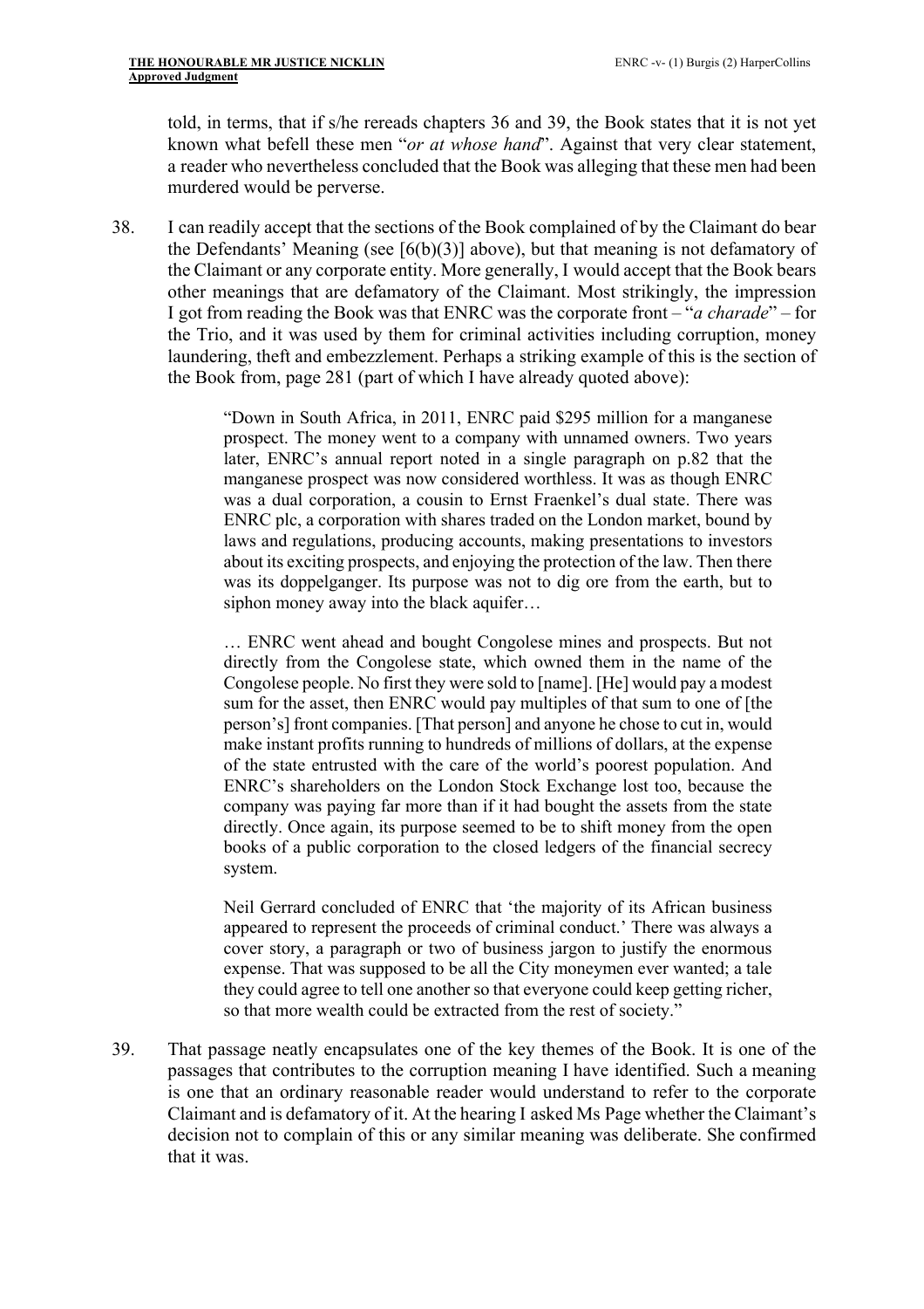told, in terms, that if s/he rereads chapters 36 and 39, the Book states that it is not yet known what befell these men "*or at whose hand*". Against that very clear statement, a reader who nevertheless concluded that the Book was alleging that these men had been murdered would be perverse.

38. I can readily accept that the sections of the Book complained of by the Claimant do bear the Defendants' Meaning (see [6(b)(3)] above), but that meaning is not defamatory of the Claimant or any corporate entity. More generally, I would accept that the Book bears other meanings that are defamatory of the Claimant. Most strikingly, the impression I got from reading the Book was that ENRC was the corporate front – "*a charade*" – for the Trio, and it was used by them for criminal activities including corruption, money laundering, theft and embezzlement. Perhaps a striking example of this is the section of the Book from, page 281 (part of which I have already quoted above):

> "Down in South Africa, in 2011, ENRC paid $295 million for a manganese prospect. The money went to a company with unnamed owners. Two years later, ENRC's annual report noted in a single paragraph on p.82 that the manganese prospect was now considered worthless. It was as though ENRC was a dual corporation, a cousin to Ernst Fraenkel's dual state. There was ENRC plc, a corporation with shares traded on the London market, bound by laws and regulations, producing accounts, making presentations to investors about its exciting prospects, and enjoying the protection of the law. Then there was its doppelganger. Its purpose was not to dig ore from the earth, but to siphon money away into the black aquifer…
>
> … ENRC went ahead and bought Congolese mines and prospects. But not directly from the Congolese state, which owned them in the name of the Congolese people. No first they were sold to [name]. [He] would pay a modest sum for the asset, then ENRC would pay multiples of that sum to one of [the person's] front companies. [That person] and anyone he chose to cut in, would make instant profits running to hundreds of millions of dollars, at the expense of the state entrusted with the care of the world's poorest population. And ENRC's shareholders on the London Stock Exchange lost too, because the company was paying far more than if it had bought the assets from the state directly. Once again, its purpose seemed to be to shift money from the open books of a public corporation to the closed ledgers of the financial secrecy system.
>
> Neil Gerrard concluded of ENRC that 'the majority of its African business appeared to represent the proceeds of criminal conduct.' There was always a cover story, a paragraph or two of business jargon to justify the enormous expense. That was supposed to be all the City moneymen ever wanted; a tale they could agree to tell one another so that everyone could keep getting richer, so that more wealth could be extracted from the rest of society."

39. That passage neatly encapsulates one of the key themes of the Book. It is one of the passages that contributes to the corruption meaning I have identified. Such a meaning is one that an ordinary reasonable reader would understand to refer to the corporate Claimant and is defamatory of it. At the hearing I asked Ms Page whether the Claimant's decision not to complain of this or any similar meaning was deliberate. She confirmed that it was.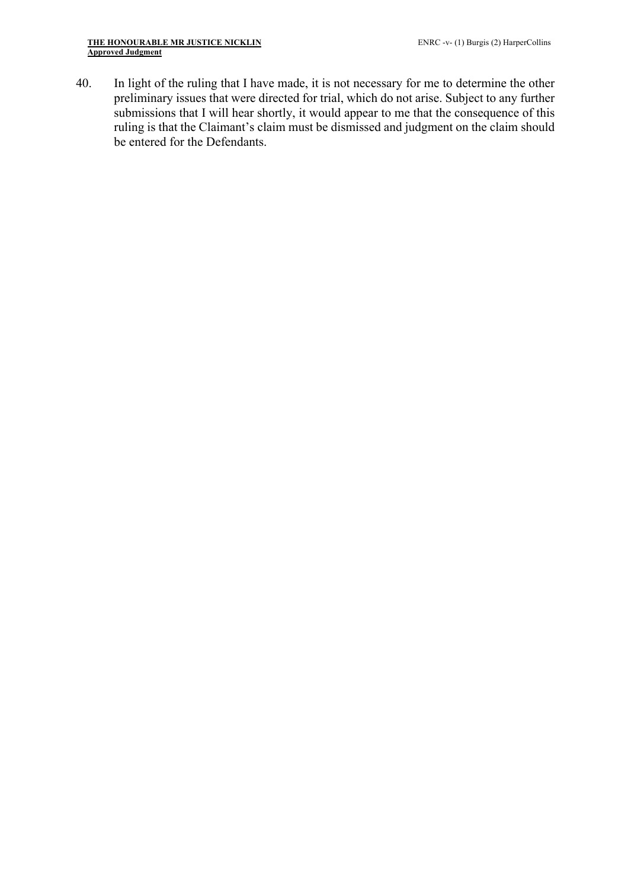40. In light of the ruling that I have made, it is not necessary for me to determine the other preliminary issues that were directed for trial, which do not arise. Subject to any further submissions that I will hear shortly, it would appear to me that the consequence of this ruling is that the Claimant's claim must be dismissed and judgment on the claim should be entered for the Defendants.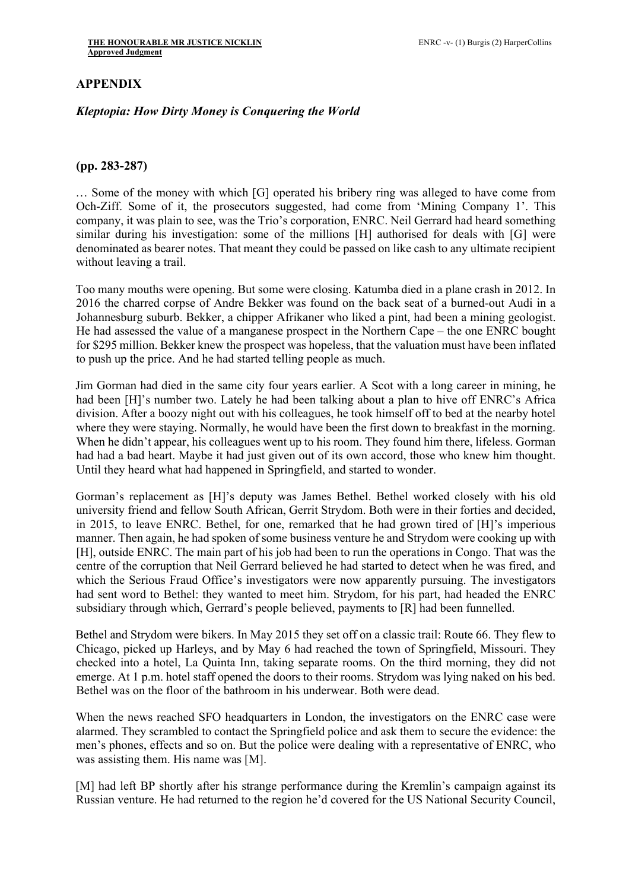## APPENDIX

### *Kleptopia: How Dirty Money is Conquering the World*

### (pp. 283-287)

… Some of the money with which [G] operated his bribery ring was alleged to have come from Och-Ziff. Some of it, the prosecutors suggested, had come from 'Mining Company 1'. This company, it was plain to see, was the Trio's corporation, ENRC. Neil Gerrard had heard something similar during his investigation: some of the millions [H] authorised for deals with [G] were denominated as bearer notes. That meant they could be passed on like cash to any ultimate recipient without leaving a trail.

Too many mouths were opening. But some were closing. Katumba died in a plane crash in 2012. In 2016 the charred corpse of Andre Bekker was found on the back seat of a burned-out Audi in a Johannesburg suburb. Bekker, a chipper Afrikaner who liked a pint, had been a mining geologist. He had assessed the value of a manganese prospect in the Northern Cape – the one ENRC bought for $295 million. Bekker knew the prospect was hopeless, that the valuation must have been inflated to push up the price. And he had started telling people as much.

Jim Gorman had died in the same city four years earlier. A Scot with a long career in mining, he had been [H]'s number two. Lately he had been talking about a plan to hive off ENRC's Africa division. After a boozy night out with his colleagues, he took himself off to bed at the nearby hotel where they were staying. Normally, he would have been the first down to breakfast in the morning. When he didn't appear, his colleagues went up to his room. They found him there, lifeless. Gorman had had a bad heart. Maybe it had just given out of its own accord, those who knew him thought. Until they heard what had happened in Springfield, and started to wonder.

Gorman's replacement as [H]'s deputy was James Bethel. Bethel worked closely with his old university friend and fellow South African, Gerrit Strydom. Both were in their forties and decided, in 2015, to leave ENRC. Bethel, for one, remarked that he had grown tired of [H]'s imperious manner. Then again, he had spoken of some business venture he and Strydom were cooking up with [H], outside ENRC. The main part of his job had been to run the operations in Congo. That was the centre of the corruption that Neil Gerrard believed he had started to detect when he was fired, and which the Serious Fraud Office's investigators were now apparently pursuing. The investigators had sent word to Bethel: they wanted to meet him. Strydom, for his part, had headed the ENRC subsidiary through which, Gerrard's people believed, payments to [R] had been funnelled.

Bethel and Strydom were bikers. In May 2015 they set off on a classic trail: Route 66. They flew to Chicago, picked up Harleys, and by May 6 had reached the town of Springfield, Missouri. They checked into a hotel, La Quinta Inn, taking separate rooms. On the third morning, they did not emerge. At 1 p.m. hotel staff opened the doors to their rooms. Strydom was lying naked on his bed. Bethel was on the floor of the bathroom in his underwear. Both were dead.

When the news reached SFO headquarters in London, the investigators on the ENRC case were alarmed. They scrambled to contact the Springfield police and ask them to secure the evidence: the men's phones, effects and so on. But the police were dealing with a representative of ENRC, who was assisting them. His name was [M].

[M] had left BP shortly after his strange performance during the Kremlin's campaign against its Russian venture. He had returned to the region he'd covered for the US National Security Council,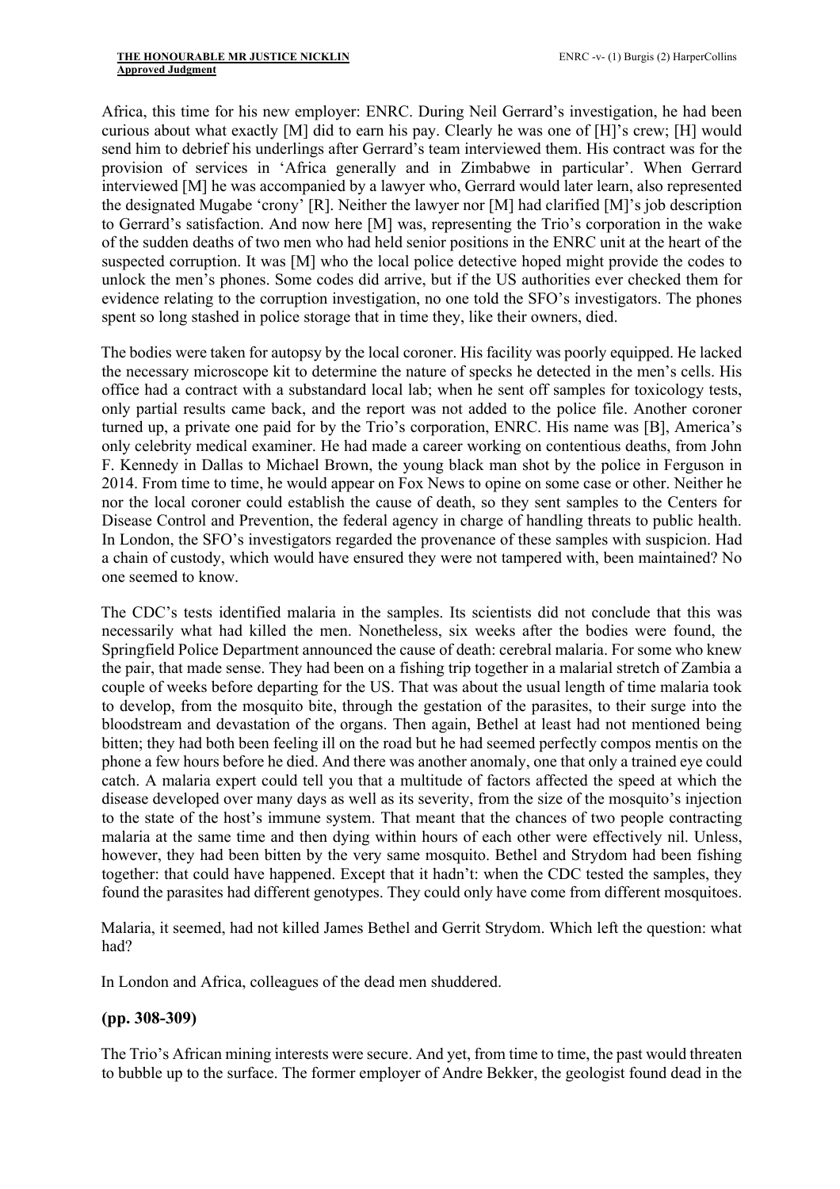Africa, this time for his new employer: ENRC. During Neil Gerrard's investigation, he had been curious about what exactly [M] did to earn his pay. Clearly he was one of [H]'s crew; [H] would send him to debrief his underlings after Gerrard's team interviewed them. His contract was for the provision of services in 'Africa generally and in Zimbabwe in particular'. When Gerrard interviewed [M] he was accompanied by a lawyer who, Gerrard would later learn, also represented the designated Mugabe 'crony' [R]. Neither the lawyer nor [M] had clarified [M]'s job description to Gerrard's satisfaction. And now here [M] was, representing the Trio's corporation in the wake of the sudden deaths of two men who had held senior positions in the ENRC unit at the heart of the suspected corruption. It was [M] who the local police detective hoped might provide the codes to unlock the men's phones. Some codes did arrive, but if the US authorities ever checked them for evidence relating to the corruption investigation, no one told the SFO's investigators. The phones spent so long stashed in police storage that in time they, like their owners, died.

The bodies were taken for autopsy by the local coroner. His facility was poorly equipped. He lacked the necessary microscope kit to determine the nature of specks he detected in the men's cells. His office had a contract with a substandard local lab; when he sent off samples for toxicology tests, only partial results came back, and the report was not added to the police file. Another coroner turned up, a private one paid for by the Trio's corporation, ENRC. His name was [B], America's only celebrity medical examiner. He had made a career working on contentious deaths, from John F. Kennedy in Dallas to Michael Brown, the young black man shot by the police in Ferguson in 2014. From time to time, he would appear on Fox News to opine on some case or other. Neither he nor the local coroner could establish the cause of death, so they sent samples to the Centers for Disease Control and Prevention, the federal agency in charge of handling threats to public health. In London, the SFO's investigators regarded the provenance of these samples with suspicion. Had a chain of custody, which would have ensured they were not tampered with, been maintained? No one seemed to know.

The CDC's tests identified malaria in the samples. Its scientists did not conclude that this was necessarily what had killed the men. Nonetheless, six weeks after the bodies were found, the Springfield Police Department announced the cause of death: cerebral malaria. For some who knew the pair, that made sense. They had been on a fishing trip together in a malarial stretch of Zambia a couple of weeks before departing for the US. That was about the usual length of time malaria took to develop, from the mosquito bite, through the gestation of the parasites, to their surge into the bloodstream and devastation of the organs. Then again, Bethel at least had not mentioned being bitten; they had both been feeling ill on the road but he had seemed perfectly compos mentis on the phone a few hours before he died. And there was another anomaly, one that only a trained eye could catch. A malaria expert could tell you that a multitude of factors affected the speed at which the disease developed over many days as well as its severity, from the size of the mosquito's injection to the state of the host's immune system. That meant that the chances of two people contracting malaria at the same time and then dying within hours of each other were effectively nil. Unless, however, they had been bitten by the very same mosquito. Bethel and Strydom had been fishing together: that could have happened. Except that it hadn't: when the CDC tested the samples, they found the parasites had different genotypes. They could only have come from different mosquitoes.

Malaria, it seemed, had not killed James Bethel and Gerrit Strydom. Which left the question: what had?

In London and Africa, colleagues of the dead men shuddered.

**(pp. 308-309)**

The Trio's African mining interests were secure. And yet, from time to time, the past would threaten to bubble up to the surface. The former employer of Andre Bekker, the geologist found dead in the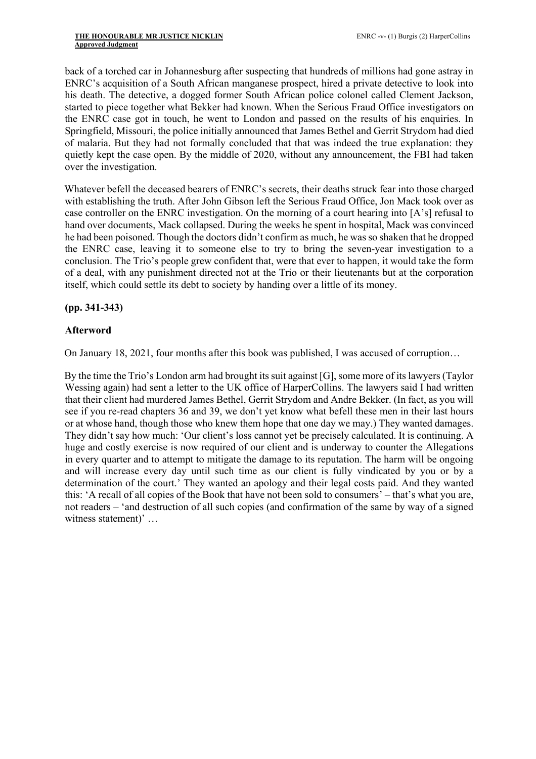back of a torched car in Johannesburg after suspecting that hundreds of millions had gone astray in ENRC's acquisition of a South African manganese prospect, hired a private detective to look into his death. The detective, a dogged former South African police colonel called Clement Jackson, started to piece together what Bekker had known. When the Serious Fraud Office investigators on the ENRC case got in touch, he went to London and passed on the results of his enquiries. In Springfield, Missouri, the police initially announced that James Bethel and Gerrit Strydom had died of malaria. But they had not formally concluded that that was indeed the true explanation: they quietly kept the case open. By the middle of 2020, without any announcement, the FBI had taken over the investigation.

Whatever befell the deceased bearers of ENRC's secrets, their deaths struck fear into those charged with establishing the truth. After John Gibson left the Serious Fraud Office, Jon Mack took over as case controller on the ENRC investigation. On the morning of a court hearing into [A's] refusal to hand over documents, Mack collapsed. During the weeks he spent in hospital, Mack was convinced he had been poisoned. Though the doctors didn't confirm as much, he was so shaken that he dropped the ENRC case, leaving it to someone else to try to bring the seven-year investigation to a conclusion. The Trio's people grew confident that, were that ever to happen, it would take the form of a deal, with any punishment directed not at the Trio or their lieutenants but at the corporation itself, which could settle its debt to society by handing over a little of its money.

**(pp. 341-343)**

**Afterword**

On January 18, 2021, four months after this book was published, I was accused of corruption…

By the time the Trio's London arm had brought its suit against [G], some more of its lawyers (Taylor Wessing again) had sent a letter to the UK office of HarperCollins. The lawyers said I had written that their client had murdered James Bethel, Gerrit Strydom and Andre Bekker. (In fact, as you will see if you re-read chapters 36 and 39, we don't yet know what befell these men in their last hours or at whose hand, though those who knew them hope that one day we may.) They wanted damages. They didn't say how much: 'Our client's loss cannot yet be precisely calculated. It is continuing. A huge and costly exercise is now required of our client and is underway to counter the Allegations in every quarter and to attempt to mitigate the damage to its reputation. The harm will be ongoing and will increase every day until such time as our client is fully vindicated by you or by a determination of the court.' They wanted an apology and their legal costs paid. And they wanted this: 'A recall of all copies of the Book that have not been sold to consumers' – that's what you are, not readers – 'and destruction of all such copies (and confirmation of the same by way of a signed witness statement)' …